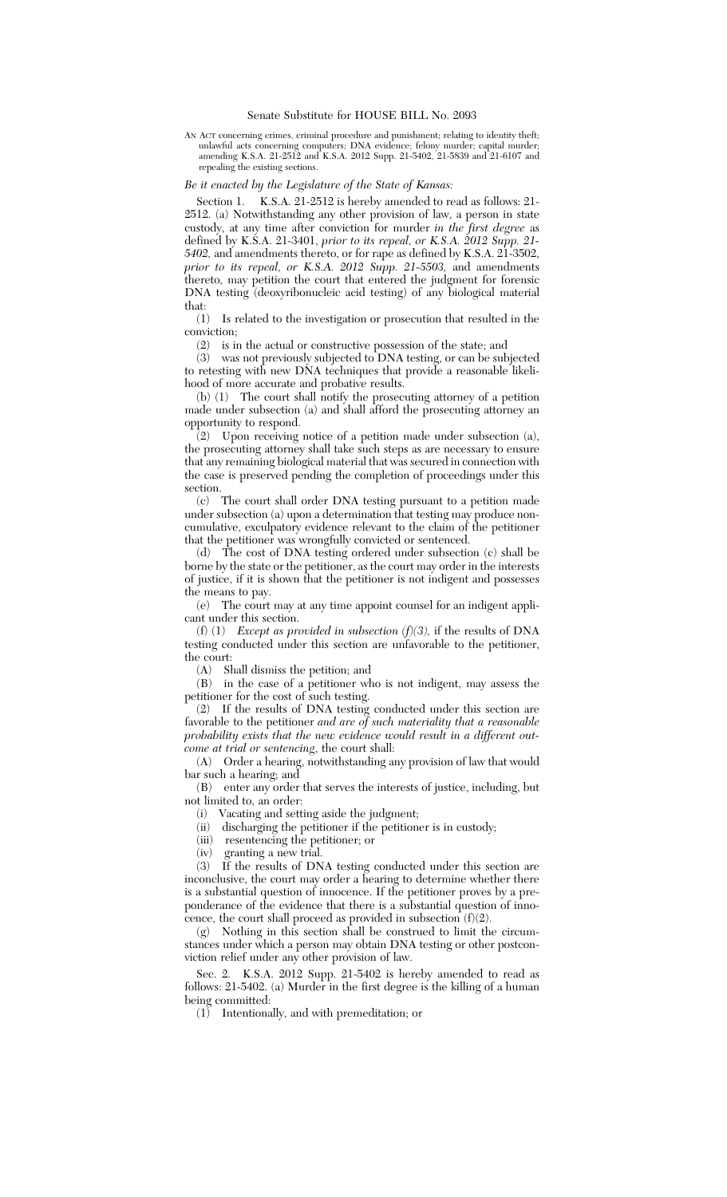Senate Substitute for HOUSE BILL No. 2093

AN ACT concerning crimes, criminal procedure and punishment; relating to identity theft; unlawful acts concerning computers; DNA evidence; felony murder; capital murder; amending K.S.A. 21-2512 and K.S.A. 2012 Supp. 21-5402, 21-5839 and 21-6107 and repealing the existing sections.

*Be it enacted by the Legislature of the State of Kansas:*

Section 1. K.S.A. 21-2512 is hereby amended to read as follows: 21-2512. (a) Notwithstanding any other provision of law, a person in state custody, at any time after conviction for murder *in the first degree* as defined by K.S.A. 21-3401, *prior to its repeal, or K.S.A. 2012 Supp. 21-5402,* and amendments thereto, or for rape as defined by K.S.A. 21-3502, *prior to its repeal, or K.S.A. 2012 Supp. 21-5503,* and amendments thereto, may petition the court that entered the judgment for forensic DNA testing (deoxyribonucleic acid testing) of any biological material that:

(1) Is related to the investigation or prosecution that resulted in the conviction;

(2) is in the actual or constructive possession of the state; and

(3) was not previously subjected to DNA testing, or can be subjected to retesting with new DNA techniques that provide a reasonable likelihood of more accurate and probative results.

(b) (1) The court shall notify the prosecuting attorney of a petition made under subsection (a) and shall afford the prosecuting attorney an opportunity to respond.

(2) Upon receiving notice of a petition made under subsection (a), the prosecuting attorney shall take such steps as are necessary to ensure that any remaining biological material that was secured in connection with the case is preserved pending the completion of proceedings under this section.

(c) The court shall order DNA testing pursuant to a petition made under subsection (a) upon a determination that testing may produce noncumulative, exculpatory evidence relevant to the claim of the petitioner that the petitioner was wrongfully convicted or sentenced.

(d) The cost of DNA testing ordered under subsection (c) shall be borne by the state or the petitioner, as the court may order in the interests of justice, if it is shown that the petitioner is not indigent and possesses the means to pay.

(e) The court may at any time appoint counsel for an indigent applicant under this section.

(f) (1) *Except as provided in subsection (f)(3),* if the results of DNA testing conducted under this section are unfavorable to the petitioner, the court:

(A) Shall dismiss the petition; and

(B) in the case of a petitioner who is not indigent, may assess the petitioner for the cost of such testing.

(2) If the results of DNA testing conducted under this section are favorable to the petitioner *and are of such materiality that a reasonable probability exists that the new evidence would result in a different outcome at trial or sentencing*, the court shall:

(A) Order a hearing, notwithstanding any provision of law that would bar such a hearing; and

(B) enter any order that serves the interests of justice, including, but not limited to, an order:

(i) Vacating and setting aside the judgment;

(ii) discharging the petitioner if the petitioner is in custody;

(iii) resentencing the petitioner; or

(iv) granting a new trial.

(3) If the results of DNA testing conducted under this section are inconclusive, the court may order a hearing to determine whether there is a substantial question of innocence. If the petitioner proves by a preponderance of the evidence that there is a substantial question of innocence, the court shall proceed as provided in subsection (f)(2).

(g) Nothing in this section shall be construed to limit the circumstances under which a person may obtain DNA testing or other postconviction relief under any other provision of law.

Sec. 2. K.S.A. 2012 Supp. 21-5402 is hereby amended to read as follows: 21-5402. (a) Murder in the first degree is the killing of a human being committed:

(1) Intentionally, and with premeditation; or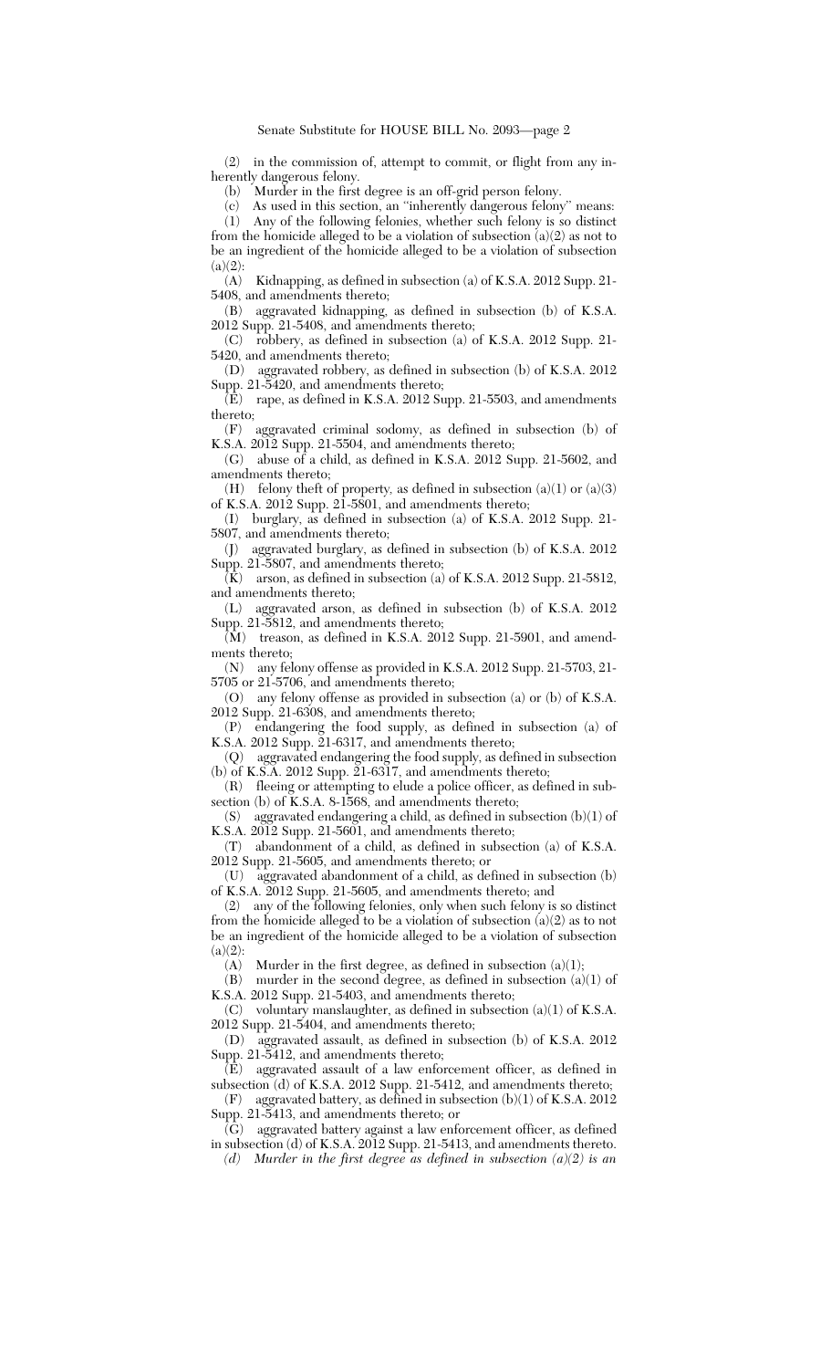(2) in the commission of, attempt to commit, or flight from any inherently dangerous felony.

(b) Murder in the first degree is an off-grid person felony.

(c) As used in this section, an "inherently dangerous felony" means:

(1) Any of the following felonies, whether such felony is so distinct from the homicide alleged to be a violation of subsection (a)(2) as not to be an ingredient of the homicide alleged to be a violation of subsection (a)(2):

(A) Kidnapping, as defined in subsection (a) of K.S.A. 2012 Supp. 21-5408, and amendments thereto;

(B) aggravated kidnapping, as defined in subsection (b) of K.S.A. 2012 Supp. 21-5408, and amendments thereto;

(C) robbery, as defined in subsection (a) of K.S.A. 2012 Supp. 21-5420, and amendments thereto;

(D) aggravated robbery, as defined in subsection (b) of K.S.A. 2012 Supp. 21-5420, and amendments thereto;

(E) rape, as defined in K.S.A. 2012 Supp. 21-5503, and amendments thereto;

(F) aggravated criminal sodomy, as defined in subsection (b) of K.S.A. 2012 Supp. 21-5504, and amendments thereto;

(G) abuse of a child, as defined in K.S.A. 2012 Supp. 21-5602, and amendments thereto;

(H) felony theft of property, as defined in subsection (a)(1) or (a)(3) of K.S.A. 2012 Supp. 21-5801, and amendments thereto;

(I) burglary, as defined in subsection (a) of K.S.A. 2012 Supp. 21-5807, and amendments thereto;

(J) aggravated burglary, as defined in subsection (b) of K.S.A. 2012 Supp. 21-5807, and amendments thereto;

(K) arson, as defined in subsection (a) of K.S.A. 2012 Supp. 21-5812, and amendments thereto;

(L) aggravated arson, as defined in subsection (b) of K.S.A. 2012 Supp. 21-5812, and amendments thereto;

(M) treason, as defined in K.S.A. 2012 Supp. 21-5901, and amendments thereto;

(N) any felony offense as provided in K.S.A. 2012 Supp. 21-5703, 21-5705 or 21-5706, and amendments thereto;

(O) any felony offense as provided in subsection (a) or (b) of K.S.A. 2012 Supp. 21-6308, and amendments thereto;

(P) endangering the food supply, as defined in subsection (a) of K.S.A. 2012 Supp. 21-6317, and amendments thereto;

(Q) aggravated endangering the food supply, as defined in subsection (b) of K.S.A. 2012 Supp. 21-6317, and amendments thereto;

(R) fleeing or attempting to elude a police officer, as defined in subsection (b) of K.S.A. 8-1568, and amendments thereto;

(S) aggravated endangering a child, as defined in subsection (b)(1) of K.S.A. 2012 Supp. 21-5601, and amendments thereto;

(T) abandonment of a child, as defined in subsection (a) of K.S.A. 2012 Supp. 21-5605, and amendments thereto; or

(U) aggravated abandonment of a child, as defined in subsection (b) of K.S.A. 2012 Supp. 21-5605, and amendments thereto; and

(2) any of the following felonies, only when such felony is so distinct from the homicide alleged to be a violation of subsection (a)(2) as to not be an ingredient of the homicide alleged to be a violation of subsection (a)(2):

(A) Murder in the first degree, as defined in subsection (a)(1);

(B) murder in the second degree, as defined in subsection (a)(1) of K.S.A. 2012 Supp. 21-5403, and amendments thereto;

(C) voluntary manslaughter, as defined in subsection (a)(1) of K.S.A. 2012 Supp. 21-5404, and amendments thereto;

(D) aggravated assault, as defined in subsection (b) of K.S.A. 2012 Supp. 21-5412, and amendments thereto;

(E) aggravated assault of a law enforcement officer, as defined in subsection (d) of K.S.A. 2012 Supp. 21-5412, and amendments thereto;

(F) aggravated battery, as defined in subsection (b)(1) of K.S.A. 2012 Supp. 21-5413, and amendments thereto; or

(G) aggravated battery against a law enforcement officer, as defined in subsection (d) of K.S.A. 2012 Supp. 21-5413, and amendments thereto.

*(d) Murder in the first degree as defined in subsection (a)(2) is an*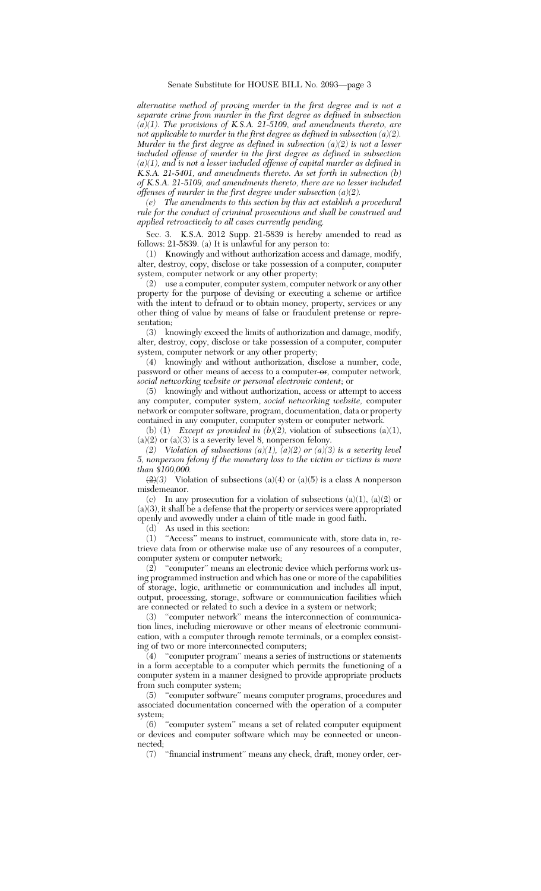*alternative method of proving murder in the first degree and is not a separate crime from murder in the first degree as defined in subsection (a)(1). The provisions of K.S.A. 21-5109, and amendments thereto, are not applicable to murder in the first degree as defined in subsection (a)(2). Murder in the first degree as defined in subsection (a)(2) is not a lesser included offense of murder in the first degree as defined in subsection (a)(1), and is not a lesser included offense of capital murder as defined in K.S.A. 21-5401, and amendments thereto. As set forth in subsection (b) of K.S.A. 21-5109, and amendments thereto, there are no lesser included offenses of murder in the first degree under subsection (a)(2).*

*(e) The amendments to this section by this act establish a procedural rule for the conduct of criminal prosecutions and shall be construed and applied retroactively to all cases currently pending.*

Sec. 3. K.S.A. 2012 Supp. 21-5839 is hereby amended to read as follows: 21-5839. (a) It is unlawful for any person to:

(1) Knowingly and without authorization access and damage, modify, alter, destroy, copy, disclose or take possession of a computer, computer system, computer network or any other property;

(2) use a computer, computer system, computer network or any other property for the purpose of devising or executing a scheme or artifice with the intent to defraud or to obtain money, property, services or any other thing of value by means of false or fraudulent pretense or representation;

(3) knowingly exceed the limits of authorization and damage, modify, alter, destroy, copy, disclose or take possession of a computer, computer system, computer network or any other property;

(4) knowingly and without authorization, disclose a number, code, password or other means of access to a computer ~~or~~, computer network, *social networking website or personal electronic content*; or

(5) knowingly and without authorization, access or attempt to access any computer, computer system, *social networking website,* computer network or computer software, program, documentation, data or property contained in any computer, computer system or computer network.

(b) (1) *Except as provided in (b)(2),* violation of subsections (a)(1), (a)(2) or (a)(3) is a severity level 8, nonperson felony.

*(2) Violation of subsections (a)(1), (a)(2) or (a)(3) is a severity level 5, nonperson felony if the monetary loss to the victim or victims is more than $100,000.*

~~(2)~~*(3)* Violation of subsections (a)(4) or (a)(5) is a class A nonperson misdemeanor.

(c) In any prosecution for a violation of subsections (a)(1), (a)(2) or (a)(3), it shall be a defense that the property or services were appropriated openly and avowedly under a claim of title made in good faith.

(d) As used in this section:

(1) "Access" means to instruct, communicate with, store data in, retrieve data from or otherwise make use of any resources of a computer, computer system or computer network;

(2) "computer" means an electronic device which performs work using programmed instruction and which has one or more of the capabilities of storage, logic, arithmetic or communication and includes all input, output, processing, storage, software or communication facilities which are connected or related to such a device in a system or network;

(3) "computer network" means the interconnection of communication lines, including microwave or other means of electronic communication, with a computer through remote terminals, or a complex consisting of two or more interconnected computers;

(4) "computer program" means a series of instructions or statements in a form acceptable to a computer which permits the functioning of a computer system in a manner designed to provide appropriate products from such computer system;

(5) "computer software" means computer programs, procedures and associated documentation concerned with the operation of a computer system;

(6) "computer system" means a set of related computer equipment or devices and computer software which may be connected or unconnected;

(7) "financial instrument" means any check, draft, money order, cer-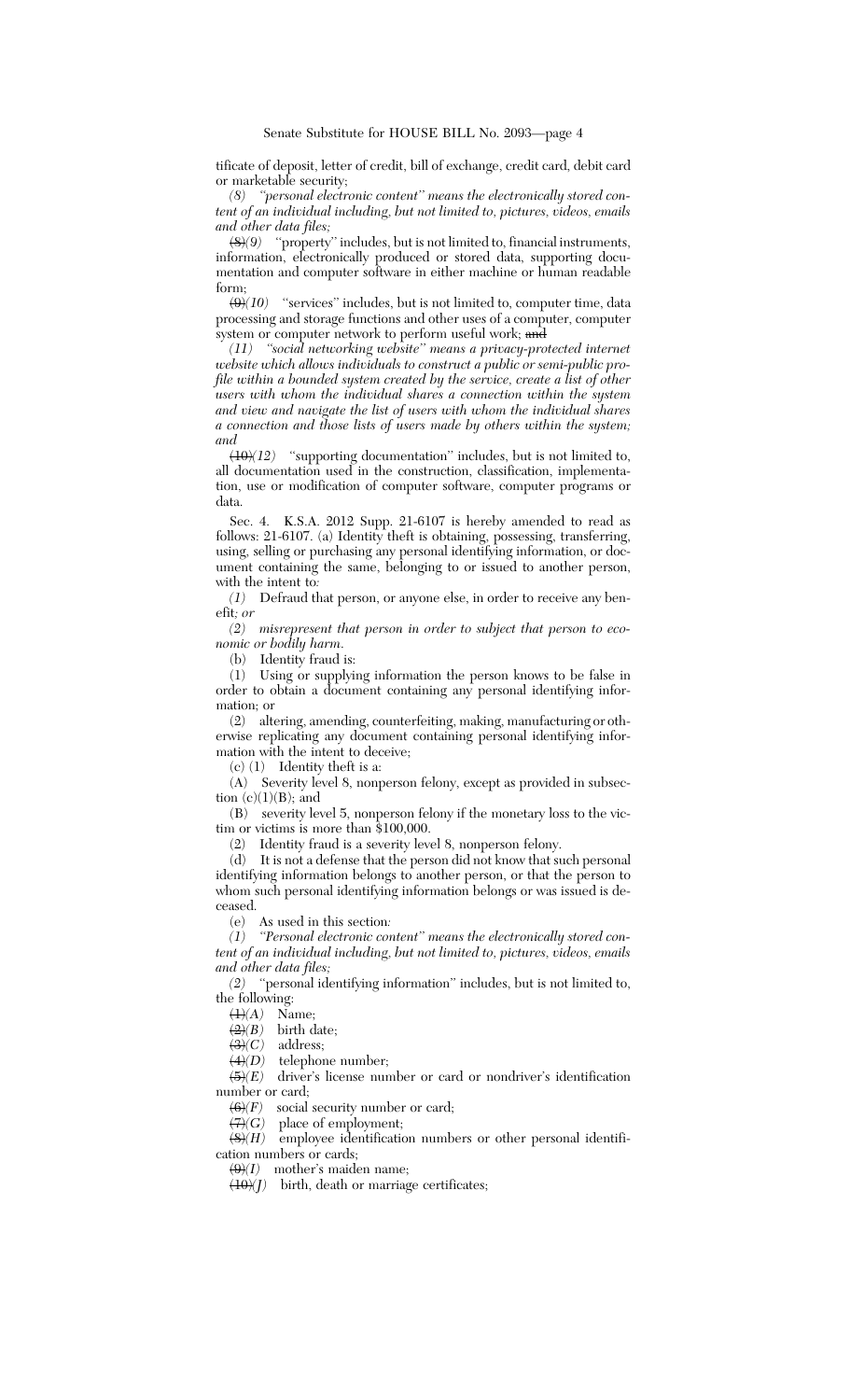tificate of deposit, letter of credit, bill of exchange, credit card, debit card or marketable security;

*(8) "personal electronic content" means the electronically stored content of an individual including, but not limited to, pictures, videos, emails and other data files;*

~~(8)~~*(9)* "property" includes, but is not limited to, financial instruments, information, electronically produced or stored data, supporting documentation and computer software in either machine or human readable form;

~~(9)~~*(10)* "services" includes, but is not limited to, computer time, data processing and storage functions and other uses of a computer, computer system or computer network to perform useful work; ~~and~~

*(11) "social networking website" means a privacy-protected internet website which allows individuals to construct a public or semi-public profile within a bounded system created by the service, create a list of other users with whom the individual shares a connection within the system and view and navigate the list of users with whom the individual shares a connection and those lists of users made by others within the system; and*

~~(10)~~*(12)* "supporting documentation" includes, but is not limited to, all documentation used in the construction, classification, implementation, use or modification of computer software, computer programs or data.

Sec. 4. K.S.A. 2012 Supp. 21-6107 is hereby amended to read as follows: 21-6107. (a) Identity theft is obtaining, possessing, transferring, using, selling or purchasing any personal identifying information, or document containing the same, belonging to or issued to another person, with the intent to*:*

*(1)* Defraud that person, or anyone else, in order to receive any benefit*; or*

*(2) misrepresent that person in order to subject that person to economic or bodily harm*.

(b) Identity fraud is:

(1) Using or supplying information the person knows to be false in order to obtain a document containing any personal identifying information; or

(2) altering, amending, counterfeiting, making, manufacturing or otherwise replicating any document containing personal identifying information with the intent to deceive;

(c) (1) Identity theft is a:

(A) Severity level 8, nonperson felony, except as provided in subsection (c)(1)(B); and

(B) severity level 5, nonperson felony if the monetary loss to the victim or victims is more than $100,000.

(2) Identity fraud is a severity level 8, nonperson felony.

(d) It is not a defense that the person did not know that such personal identifying information belongs to another person, or that the person to whom such personal identifying information belongs or was issued is deceased.

(e) As used in this section*:*

*(1) "Personal electronic content" means the electronically stored content of an individual including, but not limited to, pictures, videos, emails and other data files;*

*(2)* "personal identifying information" includes, but is not limited to, the following:

~~(1)~~*(A)* Name;

~~(2)~~*(B)* birth date;

~~(3)~~*(C)* address;

~~(4)~~*(D)* telephone number;

~~(5)~~*(E)* driver's license number or card or nondriver's identification number or card;

~~(6)~~*(F)* social security number or card;

~~(7)~~*(G)* place of employment;

~~(8)~~*(H)* employee identification numbers or other personal identification numbers or cards;

~~(9)~~*(I)* mother's maiden name;

~~(10)~~*(J)* birth, death or marriage certificates;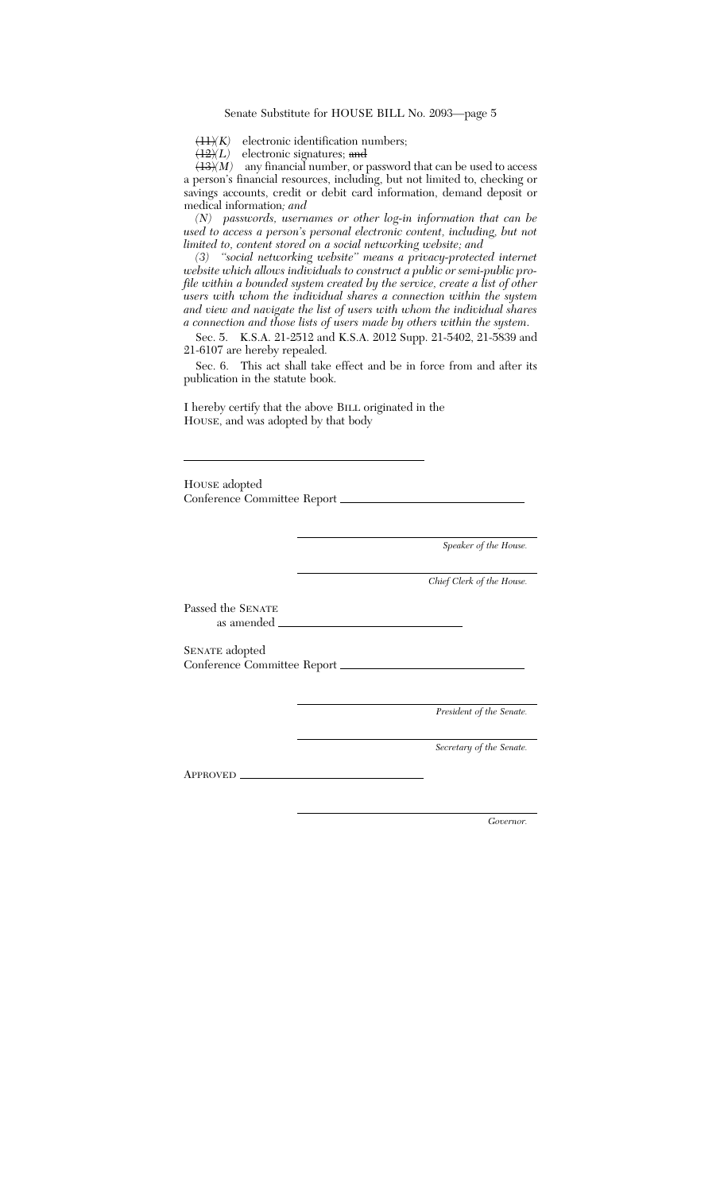~~(11)~~*(K)* electronic identification numbers;

~~(12)~~*(L)* electronic signatures; ~~and~~

~~(13)~~*(M)* any financial number, or password that can be used to access a person's financial resources, including, but not limited to, checking or savings accounts, credit or debit card information, demand deposit or medical information*; and*

*(N) passwords, usernames or other log-in information that can be used to access a person's personal electronic content, including, but not limited to, content stored on a social networking website; and*

*(3) "social networking website" means a privacy-protected internet website which allows individuals to construct a public or semi-public profile within a bounded system created by the service, create a list of other users with whom the individual shares a connection within the system and view and navigate the list of users with whom the individual shares a connection and those lists of users made by others within the system.*

Sec. 5. K.S.A. 21-2512 and K.S.A. 2012 Supp. 21-5402, 21-5839 and 21-6107 are hereby repealed.

Sec. 6. This act shall take effect and be in force from and after its publication in the statute book.

I hereby certify that the above BILL originated in the HOUSE, and was adopted by that body

\_\_\_\_\_\_\_\_\_\_\_\_\_\_\_\_\_\_\_\_\_\_\_\_\_\_\_\_\_\_\_\_\_\_\_\_

HOUSE adopted
Conference Committee Report \_\_\_\_\_\_\_\_\_\_\_\_\_\_\_\_\_\_\_\_\_\_\_\_\_\_\_\_

\_\_\_\_\_\_\_\_\_\_\_\_\_\_\_\_\_\_\_\_\_\_\_\_\_\_\_\_
*Speaker of the House.*

\_\_\_\_\_\_\_\_\_\_\_\_\_\_\_\_\_\_\_\_\_\_\_\_\_\_\_\_
*Chief Clerk of the House.*

Passed the SENATE
as amended \_\_\_\_\_\_\_\_\_\_\_\_\_\_\_\_\_\_\_\_\_\_\_\_\_\_\_\_

SENATE adopted
Conference Committee Report \_\_\_\_\_\_\_\_\_\_\_\_\_\_\_\_\_\_\_\_\_\_\_\_\_\_\_\_

\_\_\_\_\_\_\_\_\_\_\_\_\_\_\_\_\_\_\_\_\_\_\_\_\_\_\_\_
*President of the Senate.*

\_\_\_\_\_\_\_\_\_\_\_\_\_\_\_\_\_\_\_\_\_\_\_\_\_\_\_\_
*Secretary of the Senate.*

APPROVED \_\_\_\_\_\_\_\_\_\_\_\_\_\_\_\_\_\_\_\_\_\_\_\_\_\_\_\_

\_\_\_\_\_\_\_\_\_\_\_\_\_\_\_\_\_\_\_\_\_\_\_\_\_\_\_\_
*Governor.*